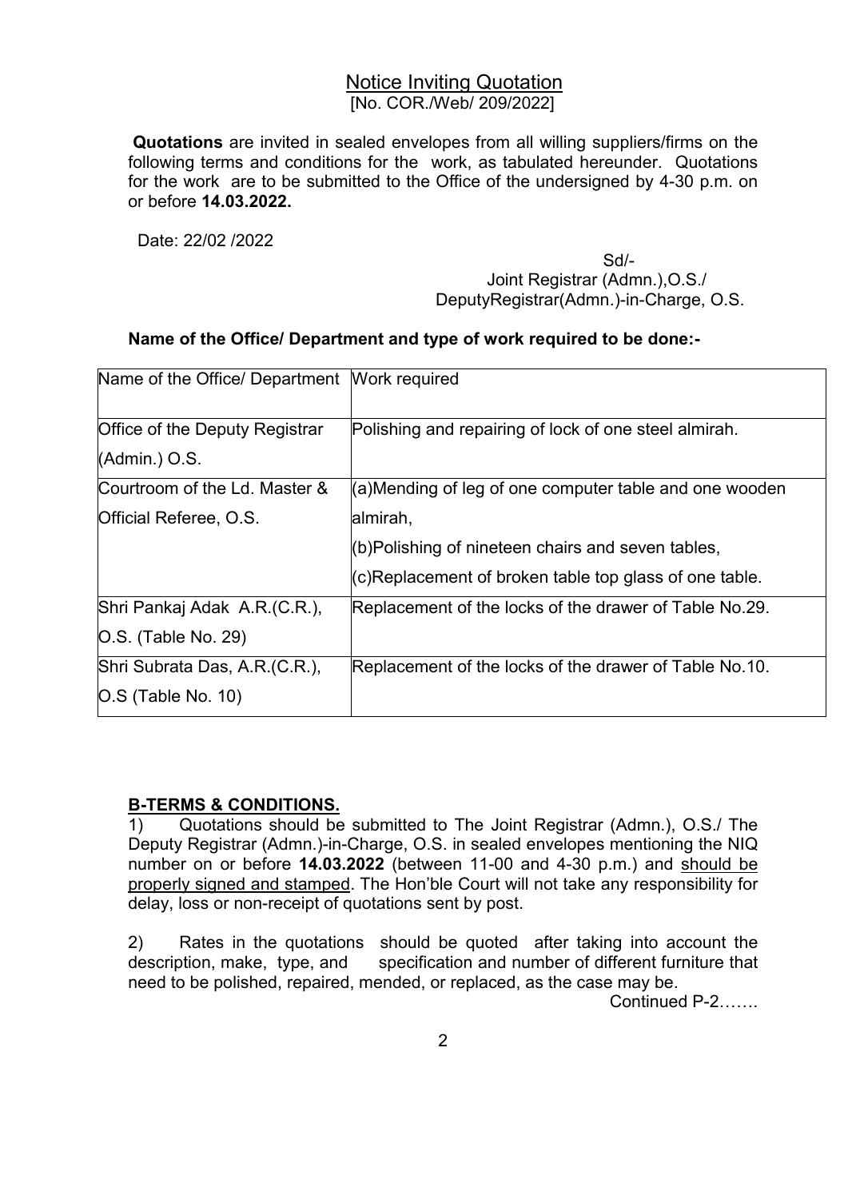# Notice Inviting Quotation

[No. COR./Web/ 209/2022]

**Quotations** are invited in sealed envelopes from all willing suppliers/firms on the following terms and conditions for the work, as tabulated hereunder. Quotations for the work are to be submitted to the Office of the undersigned by 4-30 p.m. on or before **14.03.2022.**

Date: 22/02 /2022

Sd/-
Joint Registrar (Admn.),O.S./
DeputyRegistrar(Admn.)-in-Charge, O.S.

**Name of the Office/ Department and type of work required to be done:-**

| Name of the Office/ Department | Work required |
|---|---|
| Office of the Deputy Registrar (Admn.) O.S. | Polishing and repairing of lock of one steel almirah. |
| Courtroom of the Ld. Master & Official Referee, O.S. | (a)Mending of leg of one computer table and one wooden almirah,<br>(b)Polishing of nineteen chairs and seven tables,<br>(c)Replacement of broken table top glass of one table. |
| Shri Pankaj Adak A.R.(C.R.), O.S. (Table No. 29) | Replacement of the locks of the drawer of Table No.29. |
| Shri Subrata Das, A.R.(C.R.), O.S (Table No. 10) | Replacement of the locks of the drawer of Table No.10. |

## B-TERMS & CONDITIONS.

1) Quotations should be submitted to The Joint Registrar (Admn.), O.S./ The Deputy Registrar (Admn.)-in-Charge, O.S. in sealed envelopes mentioning the NIQ number on or before **14.03.2022** (between 11-00 and 4-30 p.m.) and should be properly signed and stamped. The Hon'ble Court will not take any responsibility for delay, loss or non-receipt of quotations sent by post.

2) Rates in the quotations should be quoted after taking into account the description, make, type, and specification and number of different furniture that need to be polished, repaired, mended, or replaced, as the case may be.

Continued P-2…….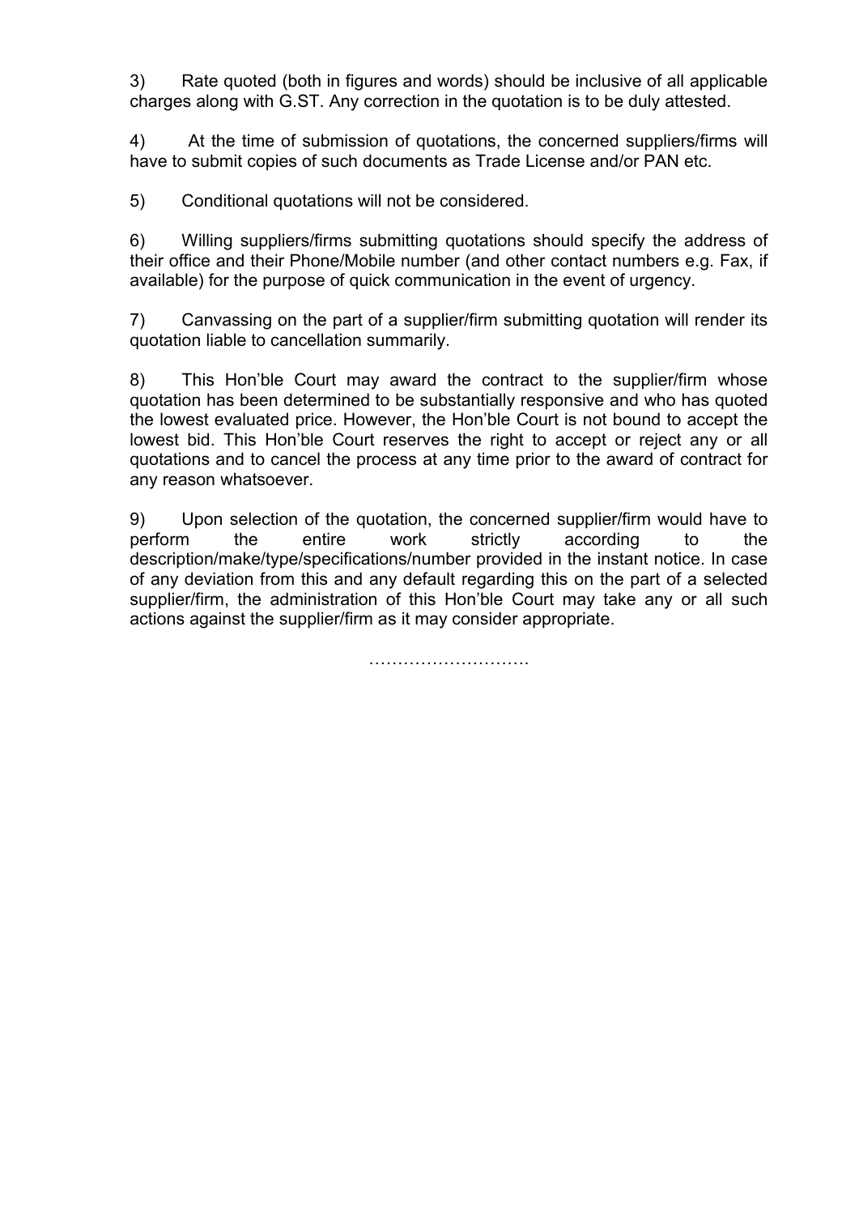3) Rate quoted (both in figures and words) should be inclusive of all applicable charges along with G.ST. Any correction in the quotation is to be duly attested.

4) At the time of submission of quotations, the concerned suppliers/firms will have to submit copies of such documents as Trade License and/or PAN etc.

5) Conditional quotations will not be considered.

6) Willing suppliers/firms submitting quotations should specify the address of their office and their Phone/Mobile number (and other contact numbers e.g. Fax, if available) for the purpose of quick communication in the event of urgency.

7) Canvassing on the part of a supplier/firm submitting quotation will render its quotation liable to cancellation summarily.

8) This Hon'ble Court may award the contract to the supplier/firm whose quotation has been determined to be substantially responsive and who has quoted the lowest evaluated price. However, the Hon'ble Court is not bound to accept the lowest bid. This Hon'ble Court reserves the right to accept or reject any or all quotations and to cancel the process at any time prior to the award of contract for any reason whatsoever.

9) Upon selection of the quotation, the concerned supplier/firm would have to perform the entire work strictly according to the description/make/type/specifications/number provided in the instant notice. In case of any deviation from this and any default regarding this on the part of a selected supplier/firm, the administration of this Hon'ble Court may take any or all such actions against the supplier/firm as it may consider appropriate.

……………………….